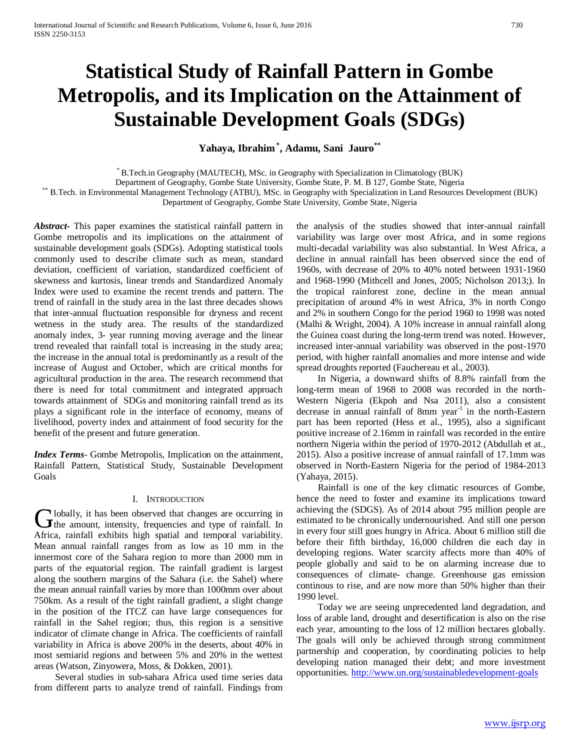# Statistical Study of Rainfall Pattern in Gombe Metropolis, and its Implication on the Attainment of Sustainable Development Goals (SDGs)

**Yahaya, Ibrahim [*], Adamu, Sani Jauro [**]**

[*] B.Tech.in Geography (MAUTECH), MSc. in Geography with Specialization in Climatology (BUK)
Department of Geography, Gombe State University, Gombe State, P. M. B 127, Gombe State, Nigeria
[**] B.Tech. in Environmental Management Technology (ATBU), MSc. in Geography with Specialization in Land Resources Development (BUK)
Department of Geography, Gombe State University, Gombe State, Nigeria

***Abstract***- This paper examines the statistical rainfall pattern in Gombe metropolis and its implications on the attainment of sustainable development goals (SDGs). Adopting statistical tools commonly used to describe climate such as mean, standard deviation, coefficient of variation, standardized coefficient of skewness and kurtosis, linear trends and Standardized Anomaly Index were used to examine the recent trends and pattern. The trend of rainfall in the study area in the last three decades shows that inter-annual fluctuation responsible for dryness and recent wetness in the study area. The results of the standardized anomaly index, 3- year running moving average and the linear trend revealed that rainfall total is increasing in the study area; the increase in the annual total is predominantly as a result of the increase of August and October, which are critical months for agricultural production in the area. The research recommend that there is need for total commitment and integrated approach towards attainment of SDGs and monitoring rainfall trend as its plays a significant role in the interface of economy, means of livelihood, poverty index and attainment of food security for the benefit of the present and future generation.

***Index Terms***- Gombe Metropolis, Implication on the attainment, Rainfall Pattern, Statistical Study, Sustainable Development Goals

## I. Introduction

Globally, it has been observed that changes are occurring in the amount, intensity, frequencies and type of rainfall. In Africa, rainfall exhibits high spatial and temporal variability. Mean annual rainfall ranges from as low as 10 mm in the innermost core of the Sahara region to more than 2000 mm in parts of the equatorial region. The rainfall gradient is largest along the southern margins of the Sahara (i.e. the Sahel) where the mean annual rainfall varies by more than 1000mm over about 750km. As a result of the tight rainfall gradient, a slight change in the position of the ITCZ can have large consequences for rainfall in the Sahel region; thus, this region is a sensitive indicator of climate change in Africa. The coefficients of rainfall variability in Africa is above 200% in the deserts, about 40% in most semiarid regions and between 5% and 20% in the wettest areas (Watson, Zinyowera, Moss, & Dokken, 2001).

Several studies in sub-sahara Africa used time series data from different parts to analyze trend of rainfall. Findings from the analysis of the studies showed that inter-annual rainfall variability was large over most Africa, and in some regions multi-decadal variability was also substantial. In West Africa, a decline in annual rainfall has been observed since the end of 1960s, with decrease of 20% to 40% noted between 1931-1960 and 1968-1990 (Mithcell and Jones, 2005; Nicholson 2013;). In the tropical rainforest zone, decline in the mean annual precipitation of around 4% in west Africa, 3% in north Congo and 2% in southern Congo for the period 1960 to 1998 was noted (Malhi & Wright, 2004). A 10% increase in annual rainfall along the Guinea coast during the long-term trend was noted. However, increased inter-annual variability was observed in the post-1970 period, with higher rainfall anomalies and more intense and wide spread droughts reported (Fauchereau et al., 2003).

In Nigeria, a downward shifts of 8.8% rainfall from the long-term mean of 1968 to 2008 was recorded in the north-Western Nigeria (Ekpoh and Nsa 2011), also a consistent decrease in annual rainfall of 8mm year$^{-1}$ in the north-Eastern part has been reported (Hess et al., 1995), also a significant positive increase of 2.16mm in rainfall was recorded in the entire northern Nigeria within the period of 1970-2012 (Abdullah et at., 2015). Also a positive increase of annual rainfall of 17.1mm was observed in North-Eastern Nigeria for the period of 1984-2013 (Yahaya, 2015).

Rainfall is one of the key climatic resources of Gombe, hence the need to foster and examine its implications toward achieving the (SDGS). As of 2014 about 795 million people are estimated to be chronically undernourished. And still one person in every four still goes hungry in Africa. About 6 million still die before their fifth birthday, 16,000 children die each day in developing regions. Water scarcity affects more than 40% of people globally and said to be on alarming increase due to consequences of climate- change. Greenhouse gas emission continous to rise, and are now more than 50% higher than their 1990 level.

Today we are seeing unprecedented land degradation, and loss of arable land, drought and desertification is also on the rise each year, amounting to the loss of 12 million hectares globally. The goals will only be achieved through strong commitment partnership and cooperation, by coordinating policies to help developing nation managed their debt; and more investment opportunities. http://www.un.org/sustainabledevelopment-goals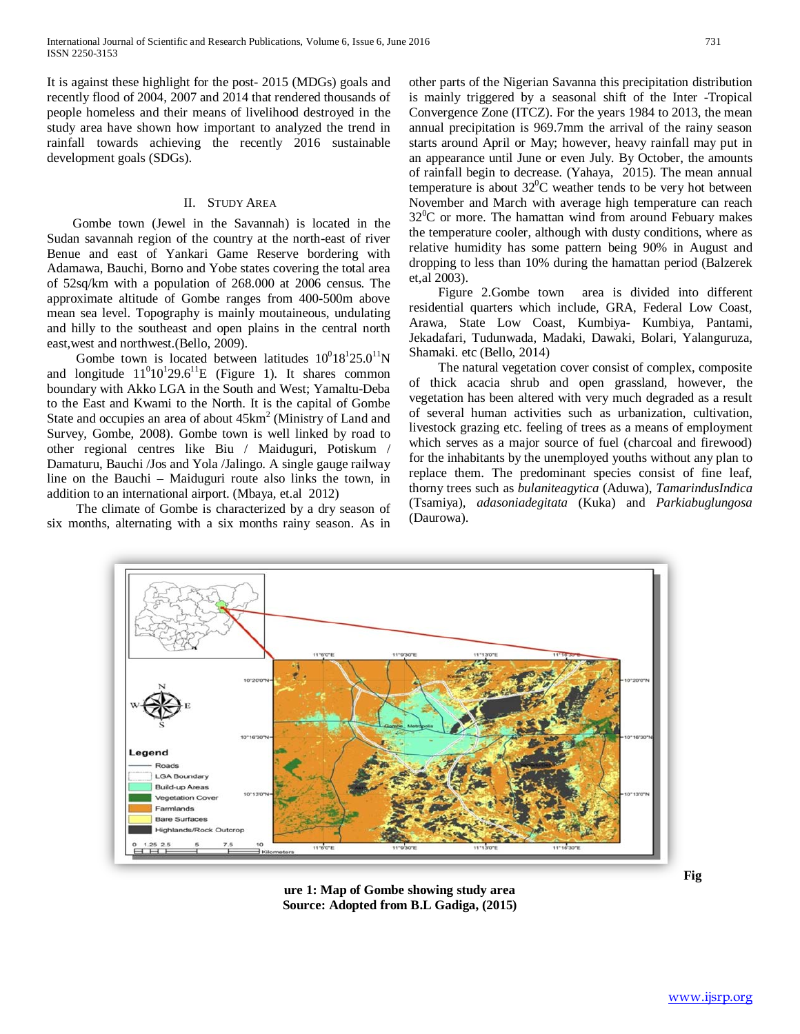It is against these highlight for the post- 2015 (MDGs) goals and recently flood of 2004, 2007 and 2014 that rendered thousands of people homeless and their means of livelihood destroyed in the study area have shown how important to analyzed the trend in rainfall towards achieving the recently 2016 sustainable development goals (SDGs).

## II. Study Area

Gombe town (Jewel in the Savannah) is located in the Sudan savannah region of the country at the north-east of river Benue and east of Yankari Game Reserve bordering with Adamawa, Bauchi, Borno and Yobe states covering the total area of 52sq/km with a population of 268.000 at 2006 census. The approximate altitude of Gombe ranges from 400-500m above mean sea level. Topography is mainly moutaineous, undulating and hilly to the southeast and open plains in the central north east,west and northwest.(Bello, 2009).

Gombe town is located between latitudes $10^0 18^1 25.0^{11}$N and longitude $11^0 10^1 29.6^{11}$E (Figure 1). It shares common boundary with Akko LGA in the South and West; Yamaltu-Deba to the East and Kwami to the North. It is the capital of Gombe State and occupies an area of about $45km^2$ (Ministry of Land and Survey, Gombe, 2008). Gombe town is well linked by road to other regional centres like Biu / Maiduguri, Potiskum / Damaturu, Bauchi /Jos and Yola /Jalingo. A single gauge railway line on the Bauchi – Maiduguri route also links the town, in addition to an international airport. (Mbaya, et.al 2012)

The climate of Gombe is characterized by a dry season of six months, alternating with a six months rainy season. As in other parts of the Nigerian Savanna this precipitation distribution is mainly triggered by a seasonal shift of the Inter -Tropical Convergence Zone (ITCZ). For the years 1984 to 2013, the mean annual precipitation is 969.7mm the arrival of the rainy season starts around April or May; however, heavy rainfall may put in an appearance until June or even July. By October, the amounts of rainfall begin to decrease. (Yahaya, 2015). The mean annual temperature is about $32^0$C weather tends to be very hot between November and March with average high temperature can reach $32^0$C or more. The hamattan wind from around Febuary makes the temperature cooler, although with dusty conditions, where as relative humidity has some pattern being 90% in August and dropping to less than 10% during the hamattan period (Balzerek et,al 2003).

Figure 2.Gombe town area is divided into different residential quarters which include, GRA, Federal Low Coast, Arawa, State Low Coast, Kumbiya- Kumbiya, Pantami, Jekadafari, Tudunwada, Madaki, Dawaki, Bolari, Yalanguruza, Shamaki. etc (Bello, 2014)

The natural vegetation cover consist of complex, composite of thick acacia shrub and open grassland, however, the vegetation has been altered with very much degraded as a result of several human activities such as urbanization, cultivation, livestock grazing etc. feeling of trees as a means of employment which serves as a major source of fuel (charcoal and firewood) for the inhabitants by the unemployed youths without any plan to replace them. The predominant species consist of fine leaf, thorny trees such as *bulaniteagytica* (Aduwa), *TamarindusIndica* (Tsamiya), *adasoniadegitata* (Kuka) and *Parkiabuglungosa* (Daurowa).

**Figure 1: Map of Gombe showing study area**
**Source: Adopted from B.L Gadiga, (2015)**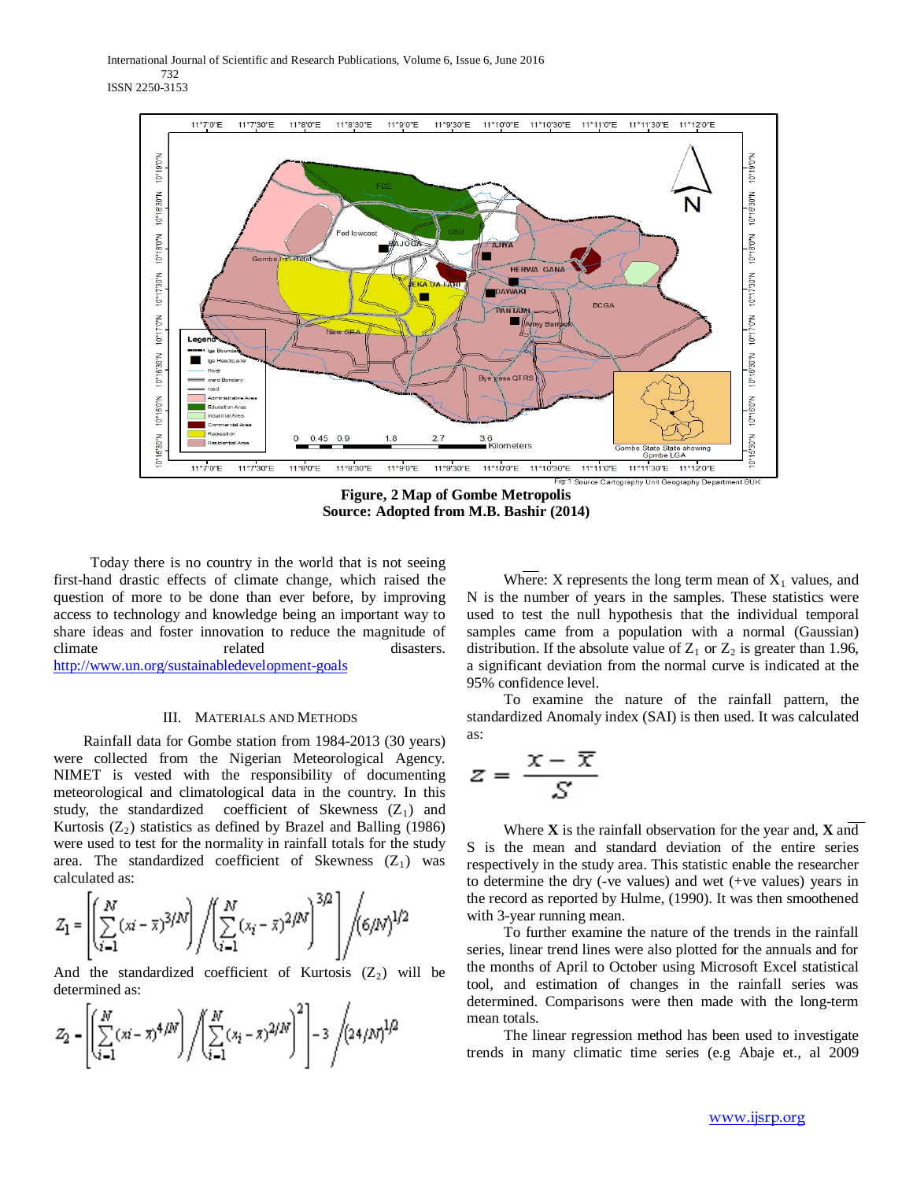Figure, 2 Map of Gombe Metropolis
Source: Adopted from M.B. Bashir (2014)

Today there is no country in the world that is not seeing first-hand drastic effects of climate change, which raised the question of more to be done than ever before, by improving access to technology and knowledge being an important way to share ideas and foster innovation to reduce the magnitude of climate related disasters. http://www.un.org/sustainabledevelopment-goals

## III. Materials and Methods

Rainfall data for Gombe station from 1984-2013 (30 years) were collected from the Nigerian Meteorological Agency. NIMET is vested with the responsibility of documenting meteorological and climatological data in the country. In this study, the standardized coefficient of Skewness ($Z_1$) and Kurtosis ($Z_2$) statistics as defined by Brazel and Balling (1986) were used to test for the normality in rainfall totals for the study area. The standardized coefficient of Skewness ($Z_1$) was calculated as:

$$Z_1 = \left[ \left( \sum_{i=1}^{N} (x_i - \bar{x})^3 / N \right) \Big/ \left( \sum_{i=1}^{N} (x_i - \bar{x})^2 / N \right)^{3/2} \right] \Big/ (6/N)^{1/2}$$

And the standardized coefficient of Kurtosis ($Z_2$) will be determined as:

$$Z_2 = \left[ \left( \sum_{i=1}^{N} (x_i - \bar{x})^4 / N \right) \Big/ \left( \sum_{i=1}^{N} (x_i - \bar{x})^2 / N \right)^2 \right] - 3 \Big/ (24/N)^{1/2}$$

Where: $\bar{X}$ represents the long term mean of $X_1$ values, and N is the number of years in the samples. These statistics were used to test the null hypothesis that the individual temporal samples came from a population with a normal (Gaussian) distribution. If the absolute value of $Z_1$ or $Z_2$ is greater than 1.96, a significant deviation from the normal curve is indicated at the 95% confidence level.

To examine the nature of the rainfall pattern, the standardized Anomaly index (SAI) is then used. It was calculated as:

$$z = \frac{x - \bar{x}}{S}$$

Where **X** is the rainfall observation for the year and, $\bar{\mathbf{X}}$ and S is the mean and standard deviation of the entire series respectively in the study area. This statistic enable the researcher to determine the dry (-ve values) and wet (+ve values) years in the record as reported by Hulme, (1990). It was then smoothened with 3-year running mean.

To further examine the nature of the trends in the rainfall series, linear trend lines were also plotted for the annuals and for the months of April to October using Microsoft Excel statistical tool, and estimation of changes in the rainfall series was determined. Comparisons were then made with the long-term mean totals.

The linear regression method has been used to investigate trends in many climatic time series (e.g Abaje et., al 2009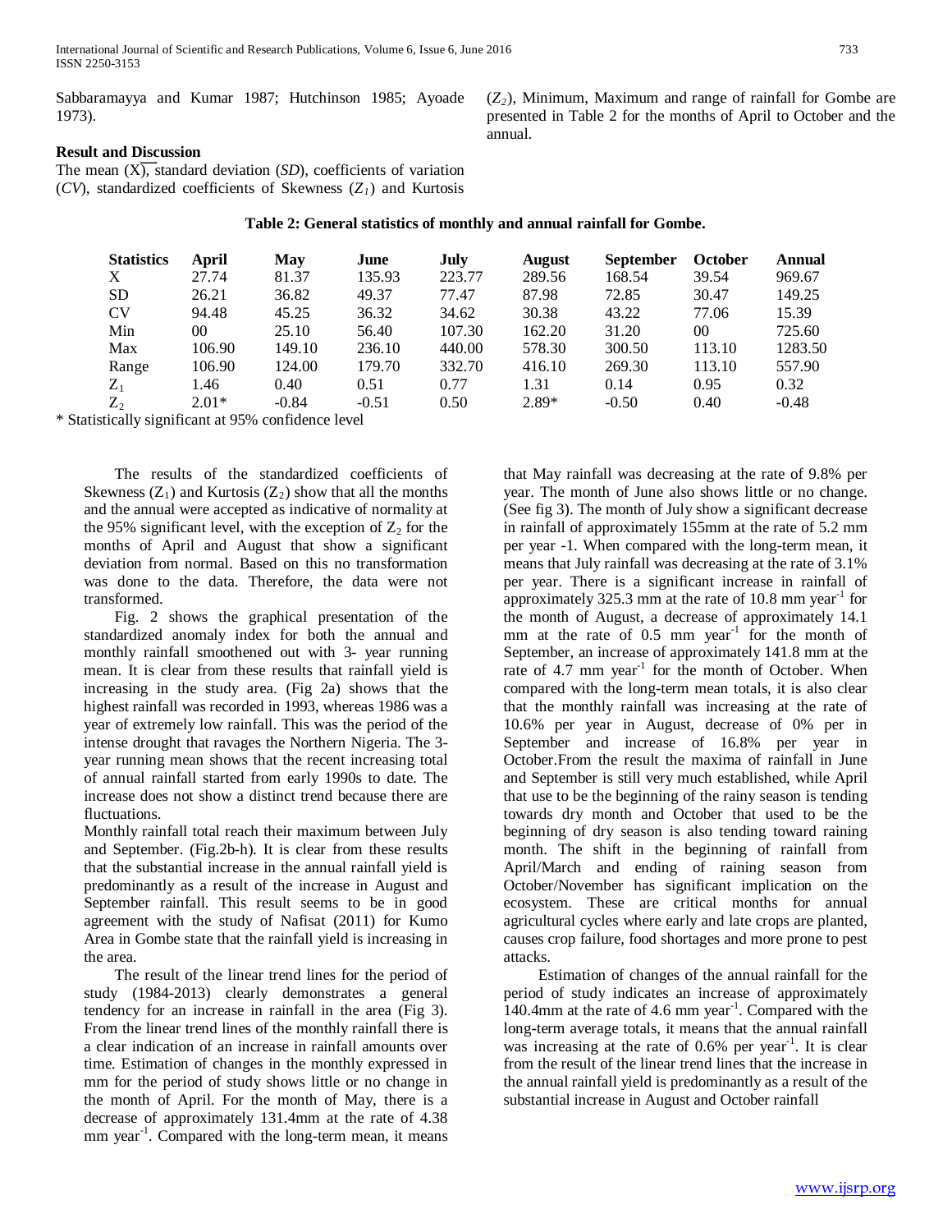Sabbaramayya and Kumar 1987; Hutchinson 1985; Ayoade 1973).

## Result and Discussion

The mean ($\overline{X}$), standard deviation (*SD*), coefficients of variation (*CV*), standardized coefficients of Skewness ($Z_1$) and Kurtosis ($Z_2$), Minimum, Maximum and range of rainfall for Gombe are presented in Table 2 for the months of April to October and the annual.

**Table 2: General statistics of monthly and annual rainfall for Gombe.**

| Statistics | April | May | June | July | August | September | October | Annual |
|---|---|---|---|---|---|---|---|---|
| X | 27.74 | 81.37 | 135.93 | 223.77 | 289.56 | 168.54 | 39.54 | 969.67 |
| SD | 26.21 | 36.82 | 49.37 | 77.47 | 87.98 | 72.85 | 30.47 | 149.25 |
| CV | 94.48 | 45.25 | 36.32 | 34.62 | 30.38 | 43.22 | 77.06 | 15.39 |
| Min | 00 | 25.10 | 56.40 | 107.30 | 162.20 | 31.20 | 00 | 725.60 |
| Max | 106.90 | 149.10 | 236.10 | 440.00 | 578.30 | 300.50 | 113.10 | 1283.50 |
| Range | 106.90 | 124.00 | 179.70 | 332.70 | 416.10 | 269.30 | 113.10 | 557.90 |
| $Z_1$ | 1.46 | 0.40 | 0.51 | 0.77 | 1.31 | 0.14 | 0.95 | 0.32 |
| $Z_2$ | 2.01* | -0.84 | -0.51 | 0.50 | 2.89* | -0.50 | 0.40 | -0.48 |

\* Statistically significant at 95% confidence level

The results of the standardized coefficients of Skewness ($Z_1$) and Kurtosis ($Z_2$) show that all the months and the annual were accepted as indicative of normality at the 95% significant level, with the exception of $Z_2$ for the months of April and August that show a significant deviation from normal. Based on this no transformation was done to the data. Therefore, the data were not transformed.

Fig. 2 shows the graphical presentation of the standardized anomaly index for both the annual and monthly rainfall smoothened out with 3- year running mean. It is clear from these results that rainfall yield is increasing in the study area. (Fig 2a) shows that the highest rainfall was recorded in 1993, whereas 1986 was a year of extremely low rainfall. This was the period of the intense drought that ravages the Northern Nigeria. The 3-year running mean shows that the recent increasing total of annual rainfall started from early 1990s to date. The increase does not show a distinct trend because there are fluctuations.

Monthly rainfall total reach their maximum between July and September. (Fig.2b-h). It is clear from these results that the substantial increase in the annual rainfall yield is predominantly as a result of the increase in August and September rainfall. This result seems to be in good agreement with the study of Nafisat (2011) for Kumo Area in Gombe state that the rainfall yield is increasing in the area.

The result of the linear trend lines for the period of study (1984-2013) clearly demonstrates a general tendency for an increase in rainfall in the area (Fig 3). From the linear trend lines of the monthly rainfall there is a clear indication of an increase in rainfall amounts over time. Estimation of changes in the monthly expressed in mm for the period of study shows little or no change in the month of April. For the month of May, there is a decrease of approximately 131.4mm at the rate of 4.38 mm year$^{-1}$. Compared with the long-term mean, it means that May rainfall was decreasing at the rate of 9.8% per year. The month of June also shows little or no change. (See fig 3). The month of July show a significant decrease in rainfall of approximately 155mm at the rate of 5.2 mm per year -1. When compared with the long-term mean, it means that July rainfall was decreasing at the rate of 3.1% per year. There is a significant increase in rainfall of approximately 325.3 mm at the rate of 10.8 mm year$^{-1}$ for the month of August, a decrease of approximately 14.1 mm at the rate of 0.5 mm year$^{-1}$ for the month of September, an increase of approximately 141.8 mm at the rate of 4.7 mm year$^{-1}$ for the month of October. When compared with the long-term mean totals, it is also clear that the monthly rainfall was increasing at the rate of 10.6% per year in August, decrease of 0% per in September and increase of 16.8% per year in October.From the result the maxima of rainfall in June and September is still very much established, while April that use to be the beginning of the rainy season is tending towards dry month and October that used to be the beginning of dry season is also tending toward raining month. The shift in the beginning of rainfall from April/March and ending of raining season from October/November has significant implication on the ecosystem. These are critical months for annual agricultural cycles where early and late crops are planted, causes crop failure, food shortages and more prone to pest attacks.

Estimation of changes of the annual rainfall for the period of study indicates an increase of approximately 140.4mm at the rate of 4.6 mm year$^{-1}$. Compared with the long-term average totals, it means that the annual rainfall was increasing at the rate of 0.6% per year$^{-1}$. It is clear from the result of the linear trend lines that the increase in the annual rainfall yield is predominantly as a result of the substantial increase in August and October rainfall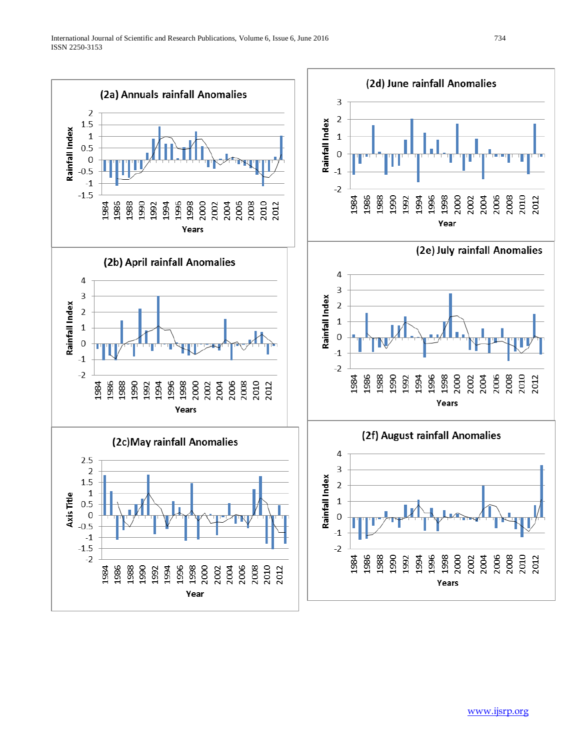(2a) Annuals rainfall Anomalies

(2b) April rainfall Anomalies

(2c)May rainfall Anomalies

(2d) June rainfall Anomalies

(2e) July rainfall Anomalies

(2f) August rainfall Anomalies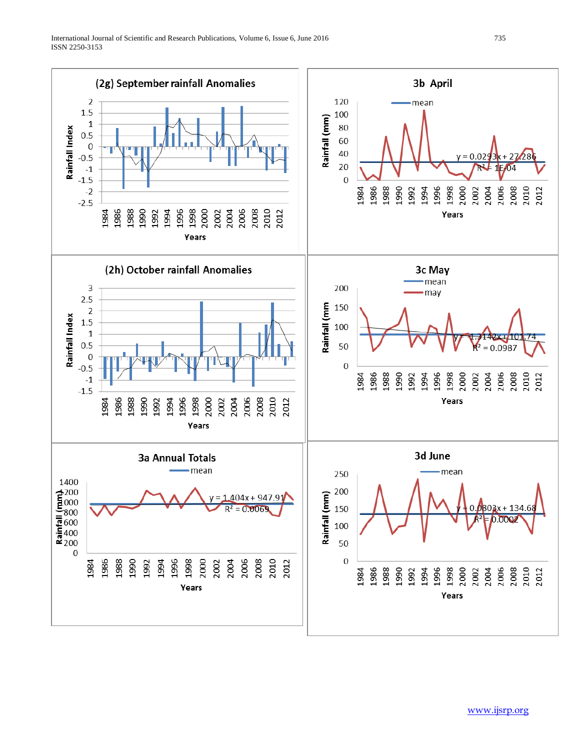## (2g) September rainfall Anomalies

## 3b April

$y = 0.0293x + 27.286$
$R^2 = 1E-04$

## (2h) October rainfall Anomalies

## 3c May

$y = -1.3142x + 101.74$
$R^2 = 0.0987$

## 3a Annual Totals

$y = 1.404x + 947.91$
$R^2 = 0.0069$

## 3d June

$y = 0.0803x + 134.68$
$R^2 = 0.0002$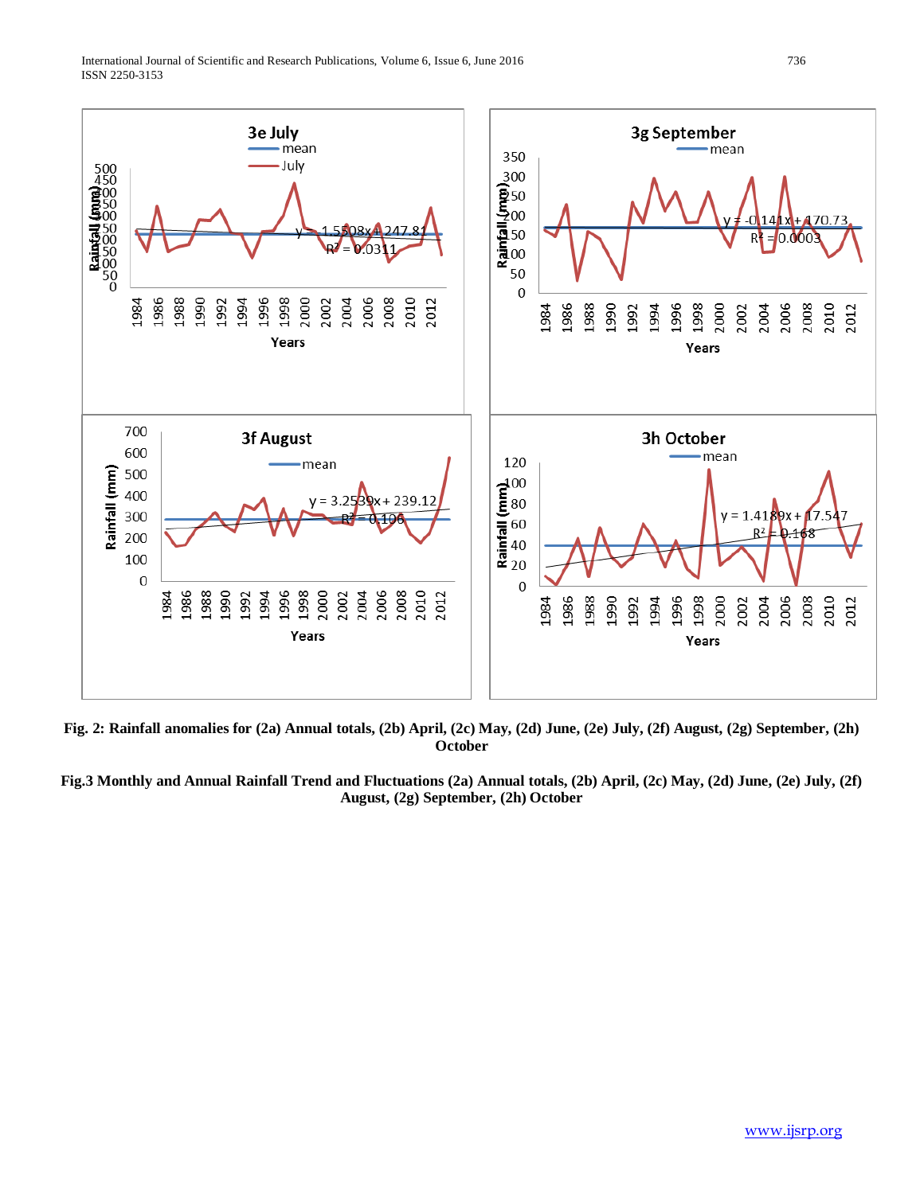**Fig. 2: Rainfall anomalies for (2a) Annual totals, (2b) April, (2c) May, (2d) June, (2e) July, (2f) August, (2g) September, (2h) October**

**Fig.3 Monthly and Annual Rainfall Trend and Fluctuations (2a) Annual totals, (2b) April, (2c) May, (2d) June, (2e) July, (2f) August, (2g) September, (2h) October**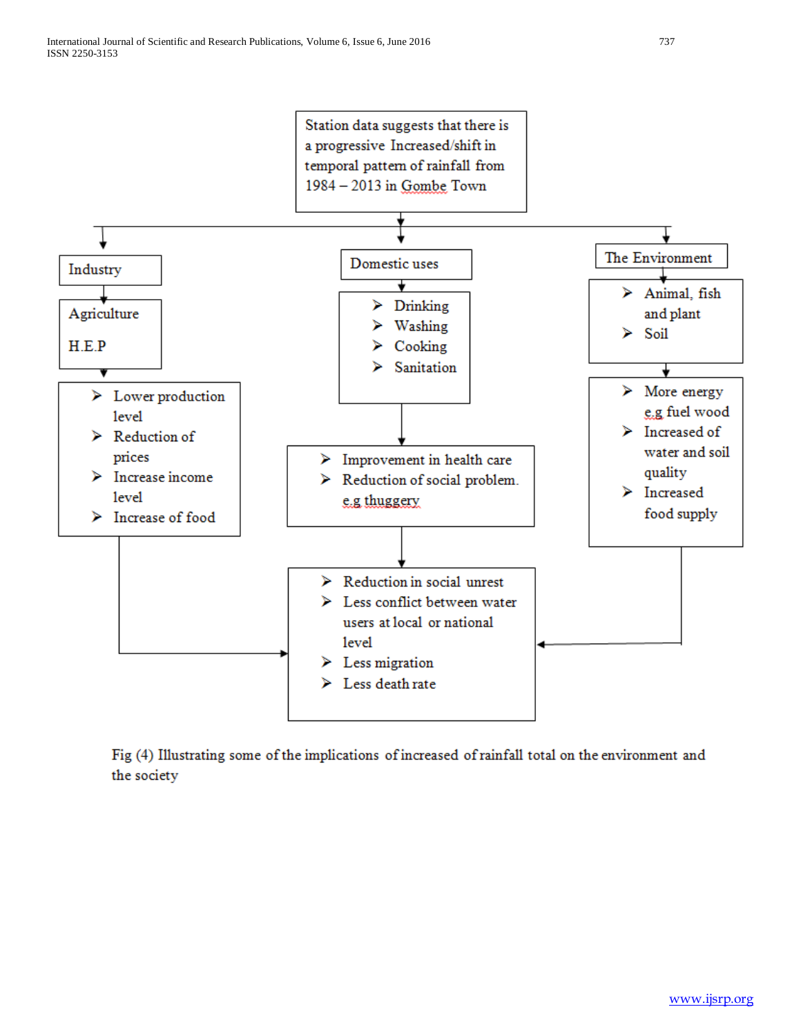Station data suggests that there is a progressive Increased/shift in temporal pattern of rainfall from 1984 – 2013 in Gombe Town

**Industry**

Agriculture

H.E.P

- Lower production level
- Reduction of prices
- Increase income level
- Increase of food

**Domestic uses**

- Drinking
- Washing
- Cooking
- Sanitation

- Improvement in health care
- Reduction of social problem. e.g thuggery

**The Environment**

- Animal, fish and plant
- Soil

- More energy e.g fuel wood
- Increased of water and soil quality
- Increased food supply

- Reduction in social unrest
- Less conflict between water users at local or national level
- Less migration
- Less death rate

Fig (4) Illustrating some of the implications of increased of rainfall total on the environment and the society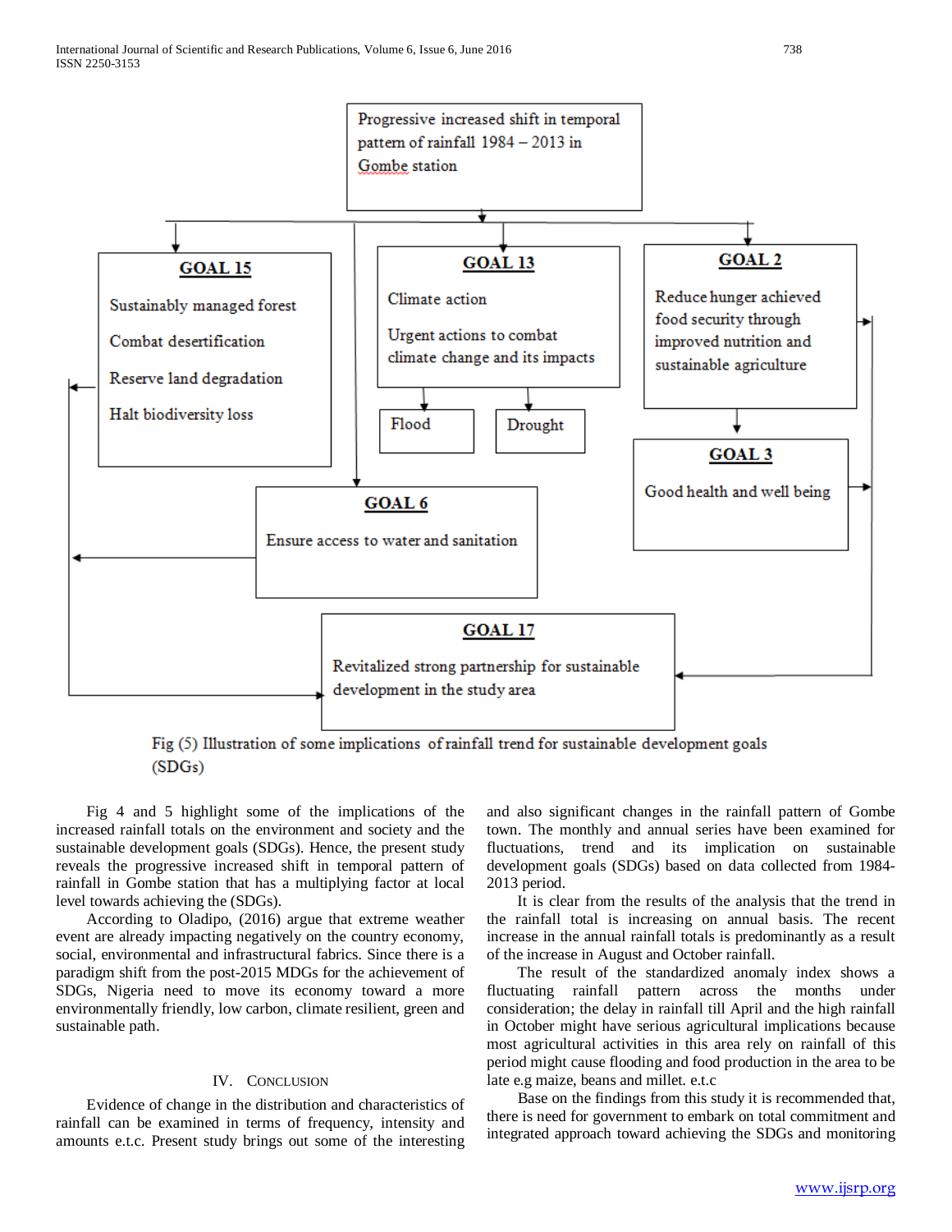Progressive increased shift in temporal pattern of rainfall 1984 – 2013 in Gombe station

**GOAL 15**

Sustainably managed forest

Combat desertification

Reserve land degradation

Halt biodiversity loss

**GOAL 13**

Climate action

Urgent actions to combat climate change and its impacts

Flood

Drought

**GOAL 2**

Reduce hunger achieved food security through improved nutrition and sustainable agriculture

**GOAL 3**

Good health and well being

**GOAL 6**

Ensure access to water and sanitation

**GOAL 17**

Revitalized strong partnership for sustainable development in the study area

Fig (5) Illustration of some implications of rainfall trend for sustainable development goals (SDGs)

Fig 4 and 5 highlight some of the implications of the increased rainfall totals on the environment and society and the sustainable development goals (SDGs). Hence, the present study reveals the progressive increased shift in temporal pattern of rainfall in Gombe station that has a multiplying factor at local level towards achieving the (SDGs).

According to Oladipo, (2016) argue that extreme weather event are already impacting negatively on the country economy, social, environmental and infrastructural fabrics. Since there is a paradigm shift from the post-2015 MDGs for the achievement of SDGs, Nigeria need to move its economy toward a more environmentally friendly, low carbon, climate resilient, green and sustainable path.

## IV. Conclusion

Evidence of change in the distribution and characteristics of rainfall can be examined in terms of frequency, intensity and amounts e.t.c. Present study brings out some of the interesting and also significant changes in the rainfall pattern of Gombe town. The monthly and annual series have been examined for fluctuations, trend and its implication on sustainable development goals (SDGs) based on data collected from 1984-2013 period.

It is clear from the results of the analysis that the trend in the rainfall total is increasing on annual basis. The recent increase in the annual rainfall totals is predominantly as a result of the increase in August and October rainfall.

The result of the standardized anomaly index shows a fluctuating rainfall pattern across the months under consideration; the delay in rainfall till April and the high rainfall in October might have serious agricultural implications because most agricultural activities in this area rely on rainfall of this period might cause flooding and food production in the area to be late e.g maize, beans and millet. e.t.c

Base on the findings from this study it is recommended that, there is need for government to embark on total commitment and integrated approach toward achieving the SDGs and monitoring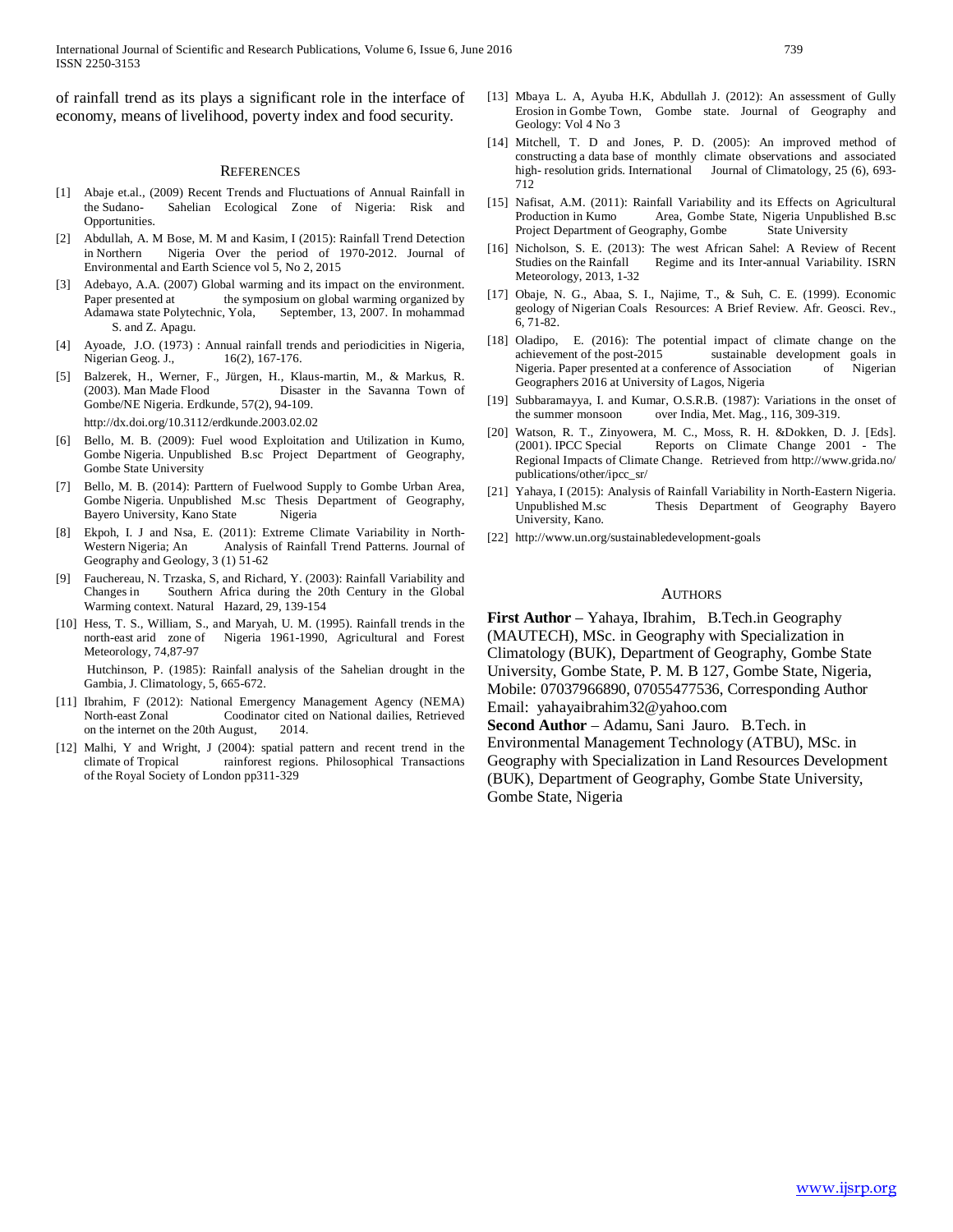of rainfall trend as its plays a significant role in the interface of economy, means of livelihood, poverty index and food security.

## REFERENCES

[1] Abaje et.al., (2009) Recent Trends and Fluctuations of Annual Rainfall in the Sudano- Sahelian Ecological Zone of Nigeria: Risk and Opportunities.

[2] Abdullah, A. M Bose, M. M and Kasim, I (2015): Rainfall Trend Detection in Northern Nigeria Over the period of 1970-2012. Journal of Environmental and Earth Science vol 5, No 2, 2015

[3] Adebayo, A.A. (2007) Global warming and its impact on the environment. Paper presented at the symposium on global warming organized by Adamawa state Polytechnic, Yola, September, 13, 2007. In mohammad S. and Z. Apagu.

[4] Ayoade, J.O. (1973) : Annual rainfall trends and periodicities in Nigeria, Nigerian Geog. J., 16(2), 167-176.

[5] Balzerek, H., Werner, F., Jürgen, H., Klaus-martin, M., & Markus, R. (2003). Man Made Flood Disaster in the Savanna Town of Gombe/NE Nigeria. Erdkunde, 57(2), 94-109. http://dx.doi.org/10.3112/erdkunde.2003.02.02

[6] Bello, M. B. (2009): Fuel wood Exploitation and Utilization in Kumo, Gombe Nigeria. Unpublished B.sc Project Department of Geography, Gombe State University

[7] Bello, M. B. (2014): Parttern of Fuelwood Supply to Gombe Urban Area, Gombe Nigeria. Unpublished M.sc Thesis Department of Geography, Bayero University, Kano State Nigeria

[8] Ekpoh, I. J and Nsa, E. (2011): Extreme Climate Variability in North-Western Nigeria; An Analysis of Rainfall Trend Patterns. Journal of Geography and Geology, 3 (1) 51-62

[9] Fauchereau, N. Trzaska, S, and Richard, Y. (2003): Rainfall Variability and Changes in Southern Africa during the 20th Century in the Global Warming context. Natural Hazard, 29, 139-154

[10] Hess, T. S., William, S., and Maryah, U. M. (1995). Rainfall trends in the north-east arid zone of Nigeria 1961-1990, Agricultural and Forest Meteorology, 74,87-97

Hutchinson, P. (1985): Rainfall analysis of the Sahelian drought in the Gambia, J. Climatology, 5, 665-672.

[11] Ibrahim, F (2012): National Emergency Management Agency (NEMA) North-east Zonal Coodinator cited on National dailies, Retrieved on the internet on the 20th August, 2014.

[12] Malhi, Y and Wright, J (2004): spatial pattern and recent trend in the climate of Tropical rainforest regions. Philosophical Transactions of the Royal Society of London pp311-329

[13] Mbaya L. A, Ayuba H.K, Abdullah J. (2012): An assessment of Gully Erosion in Gombe Town, Gombe state. Journal of Geography and Geology: Vol 4 No 3

[14] Mitchell, T. D and Jones, P. D. (2005): An improved method of constructing a data base of monthly climate observations and associated high- resolution grids. International Journal of Climatology, 25 (6), 693-712

[15] Nafisat, A.M. (2011): Rainfall Variability and its Effects on Agricultural Production in Kumo Area, Gombe State, Nigeria Unpublished B.sc Project Department of Geography, Gombe State University

[16] Nicholson, S. E. (2013): The west African Sahel: A Review of Recent Studies on the Rainfall Regime and its Inter-annual Variability. ISRN Meteorology, 2013, 1-32

[17] Obaje, N. G., Abaa, S. I., Najime, T., & Suh, C. E. (1999). Economic geology of Nigerian Coals Resources: A Brief Review. Afr. Geosci. Rev., 6, 71-82.

[18] Oladipo, E. (2016): The potential impact of climate change on the achievement of the post-2015 sustainable development goals in Nigeria. Paper presented at a conference of Association of Nigerian Geographers 2016 at University of Lagos, Nigeria

[19] Subbaramayya, I. and Kumar, O.S.R.B. (1987): Variations in the onset of the summer monsoon over India, Met. Mag., 116, 309-319.

[20] Watson, R. T., Zinyowera, M. C., Moss, R. H. &Dokken, D. J. [Eds]. (2001). IPCC Special Reports on Climate Change 2001 - The Regional Impacts of Climate Change. Retrieved from http://www.grida.no/publications/other/ipcc_sr/

[21] Yahaya, I (2015): Analysis of Rainfall Variability in North-Eastern Nigeria. Unpublished M.sc Thesis Department of Geography Bayero University, Kano.

[22] http://www.un.org/sustainabledevelopment-goals

## AUTHORS

**First Author** – Yahaya, Ibrahim, B.Tech.in Geography (MAUTECH), MSc. in Geography with Specialization in Climatology (BUK), Department of Geography, Gombe State University, Gombe State, P. M. B 127, Gombe State, Nigeria, Mobile: 07037966890, 07055477536, Corresponding Author Email: yahayaibrahim32@yahoo.com

**Second Author** – Adamu, Sani Jauro. B.Tech. in Environmental Management Technology (ATBU), MSc. in Geography with Specialization in Land Resources Development (BUK), Department of Geography, Gombe State University, Gombe State, Nigeria